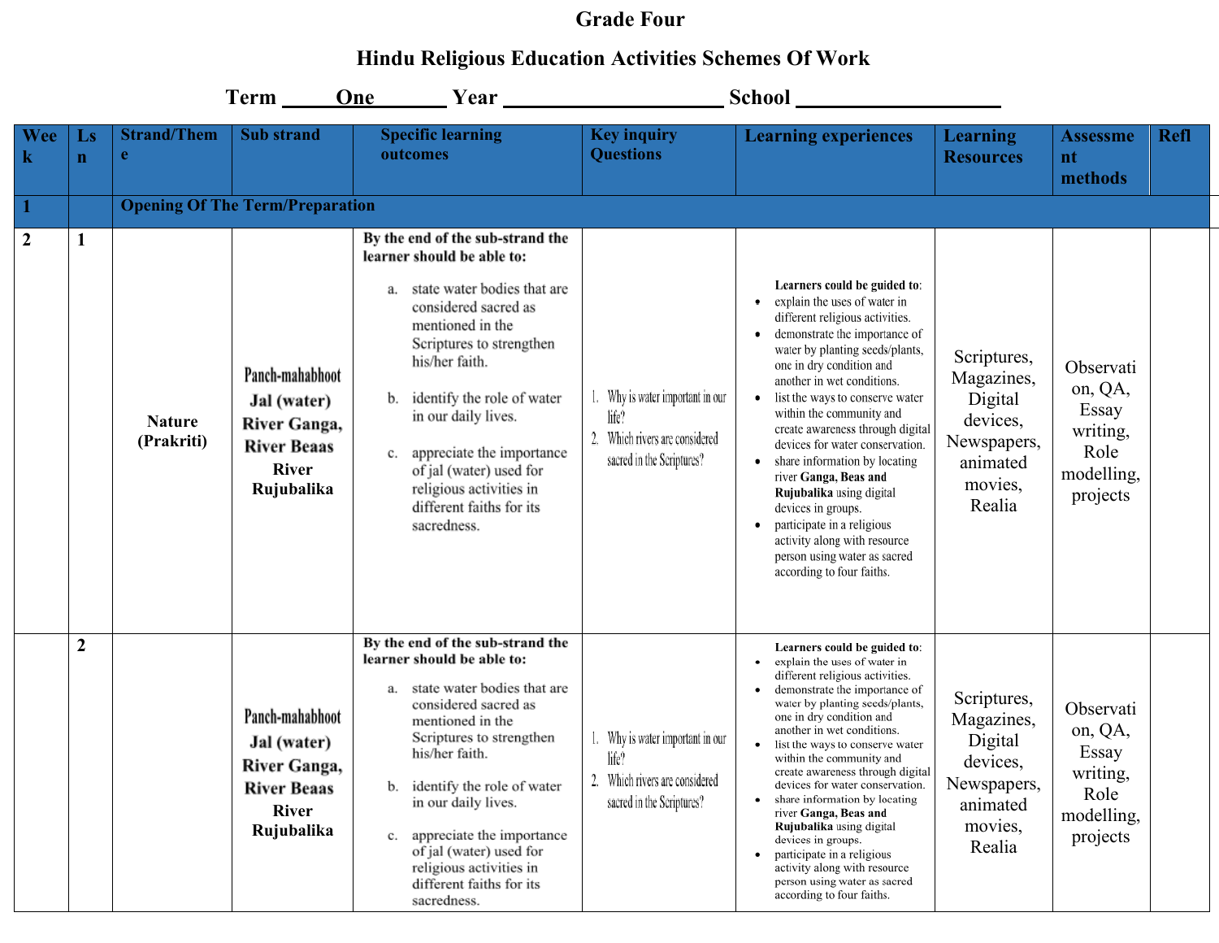# Grade Four

## Hindu Religious Education Activities Schemes Of Work

**Term \_\_\_\_One\_\_\_\_ Year \_\_\_\_\_\_\_\_\_\_\_\_\_\_\_\_\_\_\_\_ School \_\_\_\_\_\_\_\_\_\_\_\_\_\_\_\_\_\_\_\_**

| Week | Lsn | Strand/Theme | Sub strand | Specific learning outcomes | Key inquiry Questions | Learning experiences | Learning Resources | Assessment methods | Refl |
|---|---|---|---|---|---|---|---|---|---|
| 1 | | **Opening Of The Term/Preparation** | | | | | | | |
| 2 | 1 | **Nature (Prakriti)** | **Panch-mahabhoot Jal (water) River Ganga, River Beaas River Rujubalika** | **By the end of the sub-strand the learner should be able to:**<br>a. state water bodies that are considered sacred as mentioned in the Scriptures to strengthen his/her faith.<br>b. identify the role of water in our daily lives.<br>c. appreciate the importance of jal (water) used for religious activities in different faiths for its sacredness. | 1. Why is water important in our life?<br>2. Which rivers are considered sacred in the Scriptures? | **Learners could be guided to**:<br>• explain the uses of water in different religious activities.<br>• demonstrate the importance of water by planting seeds/plants, one in dry condition and another in wet conditions.<br>• list the ways to conserve water within the community and create awareness through digital devices for water conservation.<br>• share information by locating river **Ganga, Beas and Rujubalika** using digital devices in groups.<br>• participate in a religious activity along with resource person using water as sacred according to four faiths. | Scriptures, Magazines, Digital devices, Newspapers, animated movies, Realia | Observation, QA, Essay writing, Role modelling, projects | |
| | 2 | | **Panch-mahabhoot Jal (water) River Ganga, River Beaas River Rujubalika** | **By the end of the sub-strand the learner should be able to:**<br>a. state water bodies that are considered sacred as mentioned in the Scriptures to strengthen his/her faith.<br>b. identify the role of water in our daily lives.<br>c. appreciate the importance of jal (water) used for religious activities in different faiths for its sacredness. | 1. Why is water important in our life?<br>2. Which rivers are considered sacred in the Scriptures? | **Learners could be guided to**:<br>• explain the uses of water in different religious activities.<br>• demonstrate the importance of water by planting seeds/plants, one in dry condition and another in wet conditions.<br>• list the ways to conserve water within the community and create awareness through digital devices for water conservation.<br>• share information by locating river **Ganga, Beas and Rujubalika** using digital devices in groups.<br>• participate in a religious activity along with resource person using water as sacred according to four faiths. | Scriptures, Magazines, Digital devices, Newspapers, animated movies, Realia | Observation, QA, Essay writing, Role modelling, projects | |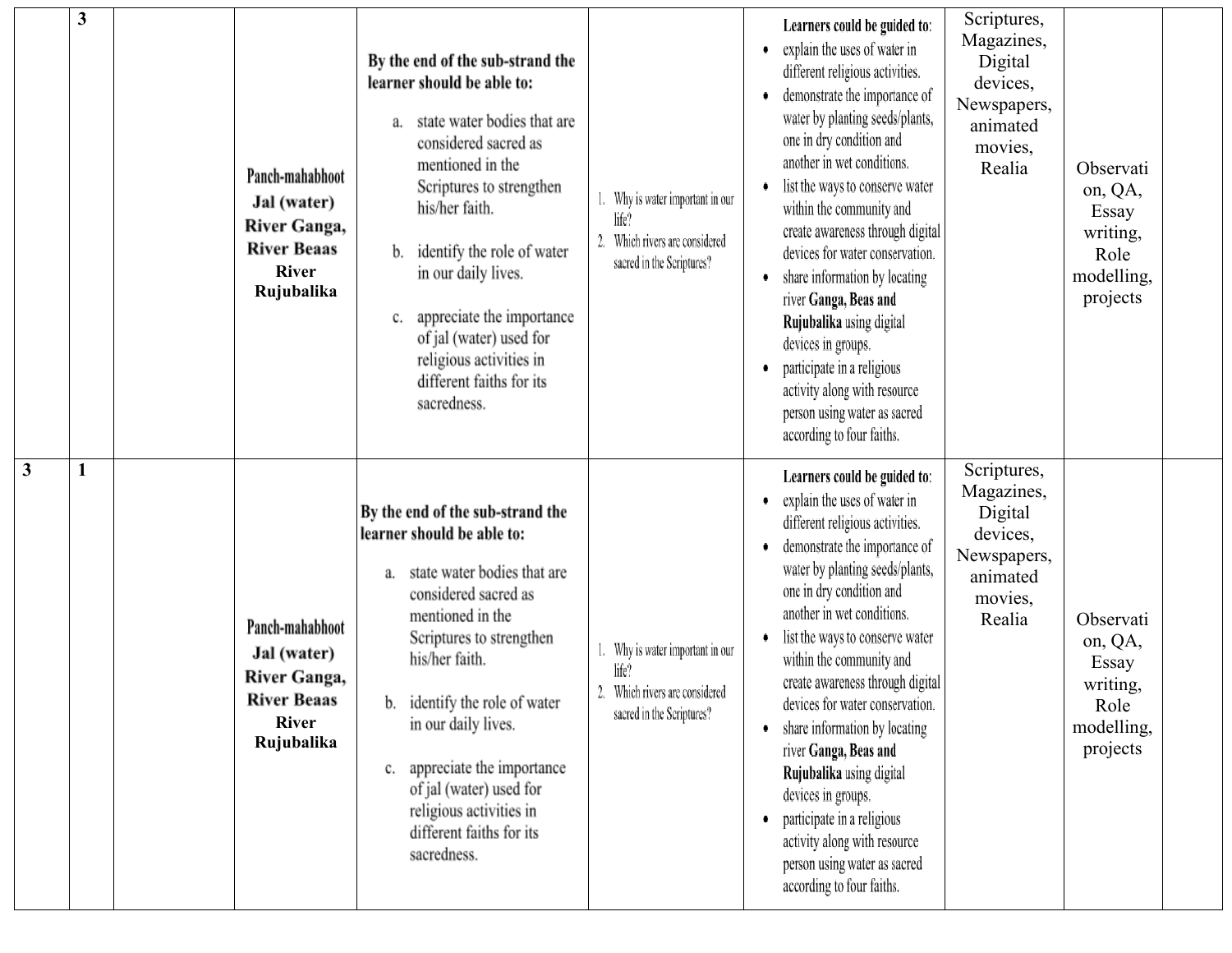|  | 3 |  | Panch-mahabhoot Jal (water) **River Ganga, River Beaas** **River Rujubalika** | **By the end of the sub-strand the learner should be able to:**<br>a. state water bodies that are considered sacred as mentioned in the Scriptures to strengthen his/her faith.<br>b. identify the role of water in our daily lives.<br>c. appreciate the importance of jal (water) used for religious activities in different faiths for its sacredness. | 1. Why is water important in our life?<br>2. Which rivers are considered sacred in the Scriptures? | **Learners could be guided to:**<br>• explain the uses of water in different religious activities.<br>• demonstrate the importance of water by planting seeds/plants, one in dry condition and another in wet conditions.<br>• list the ways to conserve water within the community and create awareness through digital devices for water conservation.<br>• share information by locating river **Ganga, Beas and Rujubalika** using digital devices in groups.<br>• participate in a religious activity along with resource person using water as sacred according to four faiths. | Scriptures, Magazines, Digital devices, Newspapers, animated movies, Realia | Observation, QA, Essay writing, Role modelling, projects |  |
|---|---|---|---|---|---|---|---|---|---|
| 3 | 1 |  | Panch-mahabhoot Jal (water) **River Ganga, River Beaas** **River Rujubalika** | **By the end of the sub-strand the learner should be able to:**<br>a. state water bodies that are considered sacred as mentioned in the Scriptures to strengthen his/her faith.<br>b. identify the role of water in our daily lives.<br>c. appreciate the importance of jal (water) used for religious activities in different faiths for its sacredness. | 1. Why is water important in our life?<br>2. Which rivers are considered sacred in the Scriptures? | **Learners could be guided to:**<br>• explain the uses of water in different religious activities.<br>• demonstrate the importance of water by planting seeds/plants, one in dry condition and another in wet conditions.<br>• list the ways to conserve water within the community and create awareness through digital devices for water conservation.<br>• share information by locating river **Ganga, Beas and Rujubalika** using digital devices in groups.<br>• participate in a religious activity along with resource person using water as sacred according to four faiths. | Scriptures, Magazines, Digital devices, Newspapers, animated movies, Realia | Observation, QA, Essay writing, Role modelling, projects |  |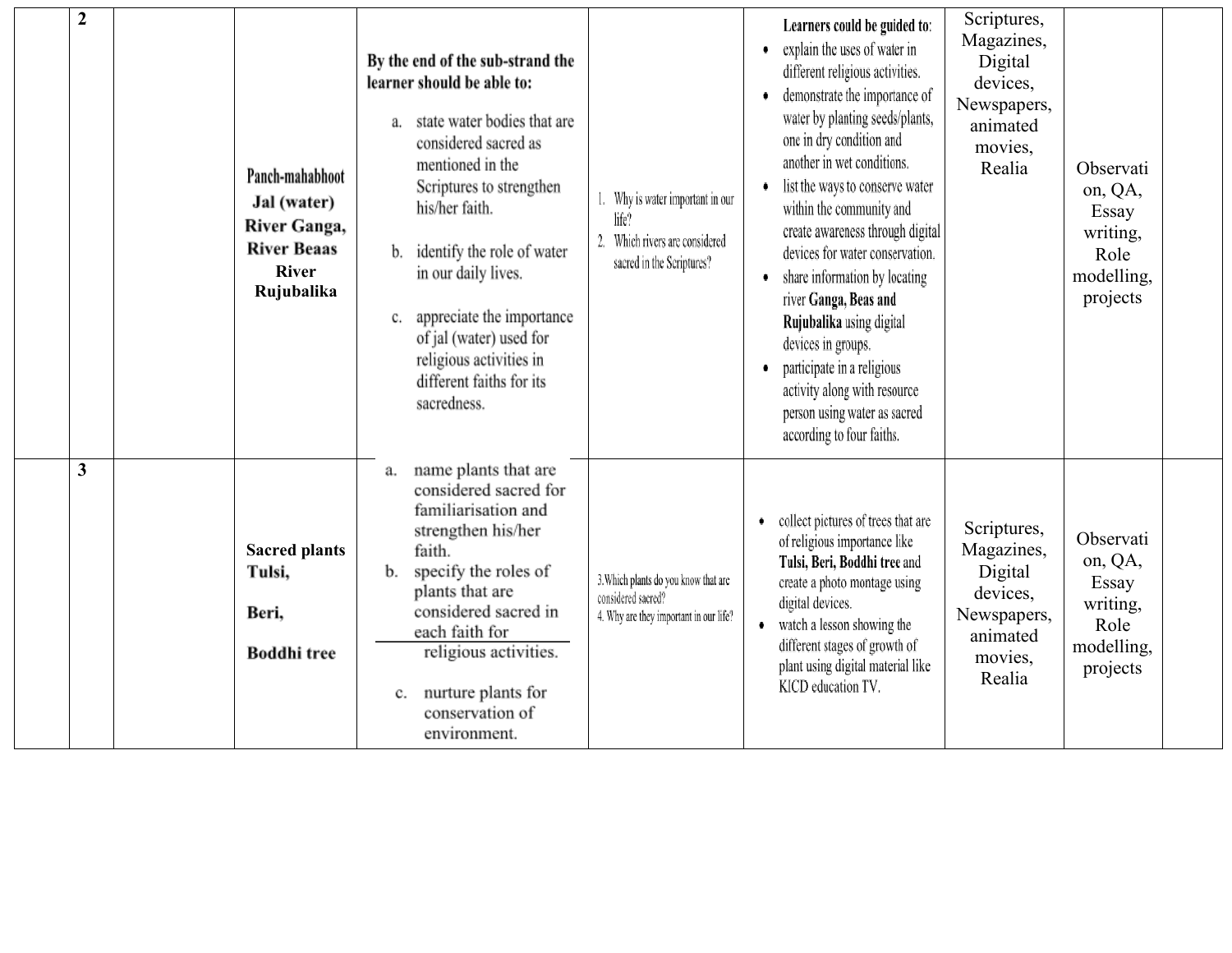| | 2 | | Panch-mahabhoot<br>**Jal (water)**<br>**River Ganga,**<br>**River Beaas**<br>**River Rujubalika** | **By the end of the sub-strand the learner should be able to:**<br>a. state water bodies that are considered sacred as mentioned in the Scriptures to strengthen his/her faith.<br>b. identify the role of water in our daily lives.<br>c. appreciate the importance of jal (water) used for religious activities in different faiths for its sacredness. | 1. Why is water important in our life?<br>2. Which rivers are considered sacred in the Scriptures? | **Learners could be guided to:**<br>• explain the uses of water in different religious activities.<br>• demonstrate the importance of water by planting seeds/plants, one in dry condition and another in wet conditions.<br>• list the ways to conserve water within the community and create awareness through digital devices for water conservation.<br>• share information by locating river **Ganga, Beas and Rujubalika** using digital devices in groups.<br>• participate in a religious activity along with resource person using water as sacred according to four faiths. | Scriptures, Magazines, Digital devices, Newspapers, animated movies, Realia | Observation, QA, Essay writing, Role modelling, projects | |
|---|---|---|---|---|---|---|---|---|---|
| | 3 | | **Sacred plants**<br>**Tulsi,**<br>**Beri,**<br>**Boddhi tree** | a. name plants that are considered sacred for familiarisation and strengthen his/her faith.<br>b. specify the roles of plants that are considered sacred in each faith for religious activities.<br>c. nurture plants for conservation of environment. | 3. Which plants do you know that are considered sacred?<br>4. Why are they important in our life? | • collect pictures of trees that are of religious importance like **Tulsi, Beri, Boddhi tree** and create a photo montage using digital devices.<br>• watch a lesson showing the different stages of growth of plant using digital material like KICD education TV. | Scriptures, Magazines, Digital devices, Newspapers, animated movies, Realia | Observation, QA, Essay writing, Role modelling, projects | |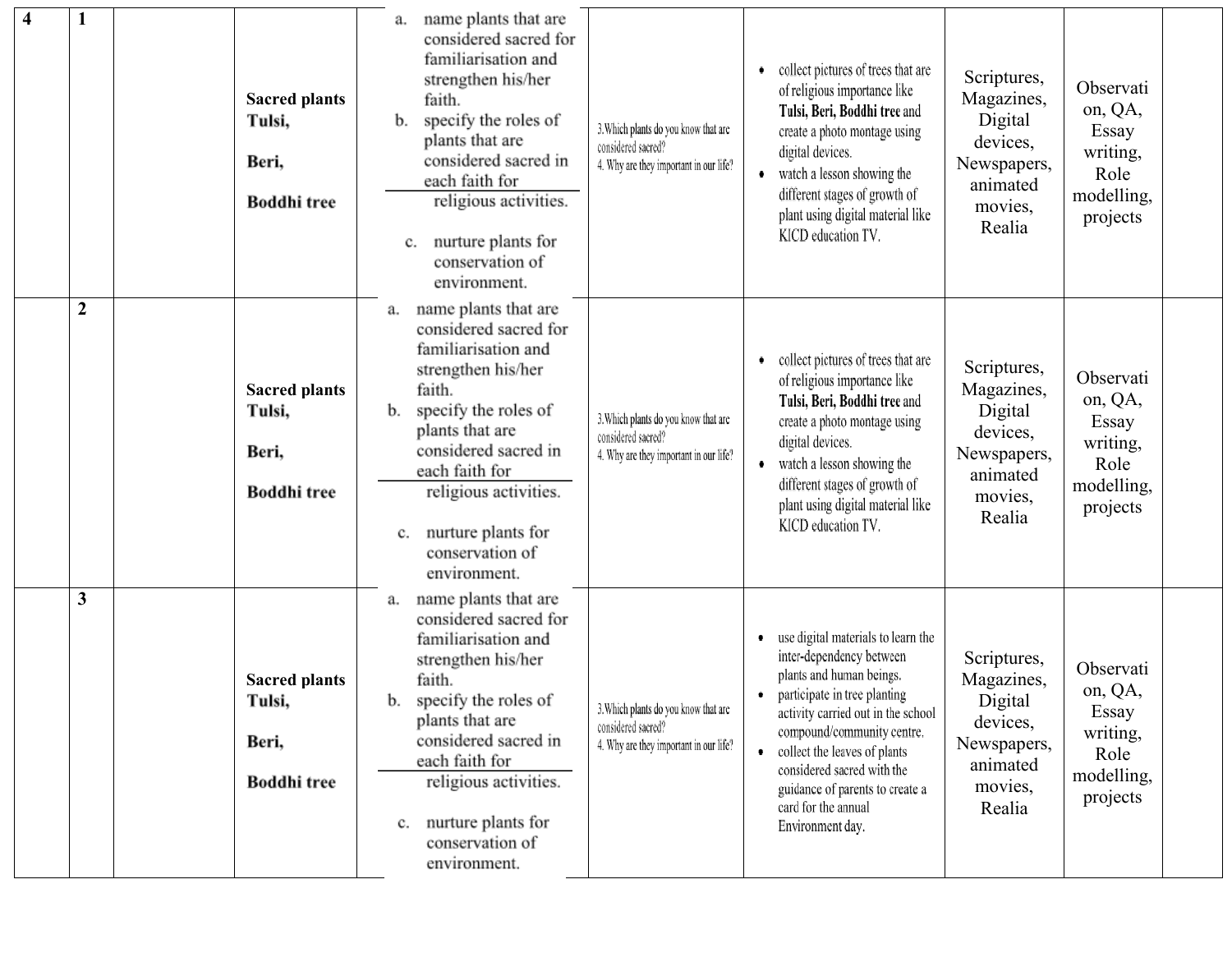| 4 | 1 | | Sacred plants Tulsi, Beri, Boddhi tree | | a. name plants that are considered sacred for familiarisation and strengthen his/her faith.<br>b. specify the roles of plants that are considered sacred in each faith for religious activities.<br>c. nurture plants for conservation of environment. | 3.Which plants do you know that are considered sacred?<br>4. Why are they important in our life? | • collect pictures of trees that are of religious importance like **Tulsi, Beri, Boddhi tree** and create a photo montage using digital devices.<br>• watch a lesson showing the different stages of growth of plant using digital material like KICD education TV. | Scriptures, Magazines, Digital devices, Newspapers, animated movies, Realia | Observation, QA, Essay writing, Role modelling, projects | |
|---|---|---|---|---|---|---|---|---|---|---|
| | 2 | | Sacred plants Tulsi, Beri, Boddhi tree | | a. name plants that are considered sacred for familiarisation and strengthen his/her faith.<br>b. specify the roles of plants that are considered sacred in each faith for religious activities.<br>c. nurture plants for conservation of environment. | 3.Which plants do you know that are considered sacred?<br>4. Why are they important in our life? | • collect pictures of trees that are of religious importance like **Tulsi, Beri, Boddhi tree** and create a photo montage using digital devices.<br>• watch a lesson showing the different stages of growth of plant using digital material like KICD education TV. | Scriptures, Magazines, Digital devices, Newspapers, animated movies, Realia | Observation, QA, Essay writing, Role modelling, projects | |
| | 3 | | Sacred plants Tulsi, Beri, Boddhi tree | | a. name plants that are considered sacred for familiarisation and strengthen his/her faith.<br>b. specify the roles of plants that are considered sacred in each faith for religious activities.<br>c. nurture plants for conservation of environment. | 3.Which plants do you know that are considered sacred?<br>4. Why are they important in our life? | • use digital materials to learn the inter-dependency between plants and human beings.<br>• participate in tree planting activity carried out in the school compound/community centre.<br>• collect the leaves of plants considered sacred with the guidance of parents to create a card for the annual Environment day. | Scriptures, Magazines, Digital devices, Newspapers, animated movies, Realia | Observation, QA, Essay writing, Role modelling, projects | |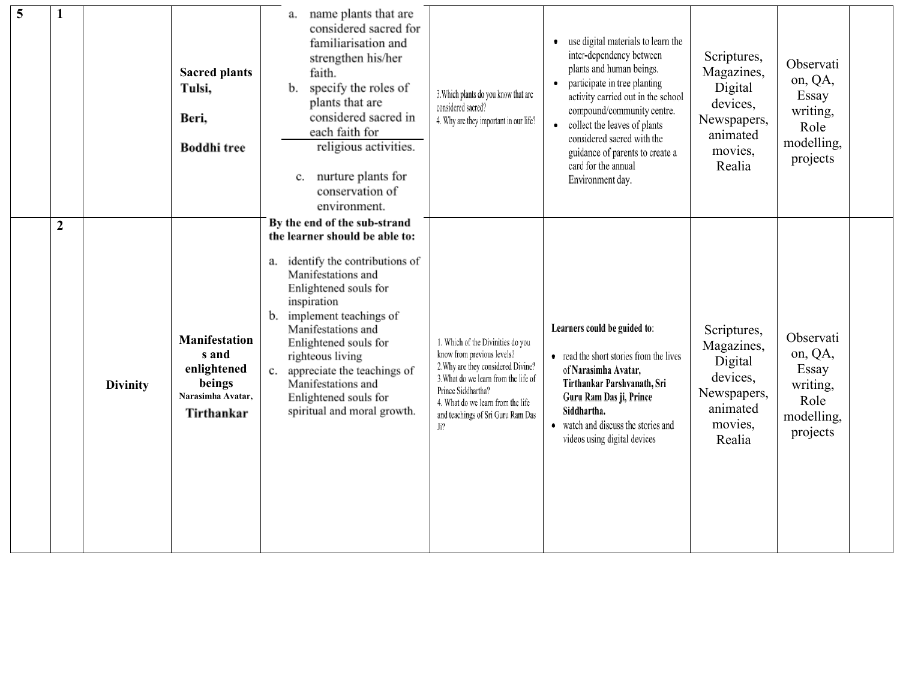| 5 | 1 | | **Sacred plants Tulsi,**<br><br>**Beri,**<br><br>**Boddhi tree** | a. name plants that are considered sacred for familiarisation and strengthen his/her faith.<br>b. specify the roles of plants that are considered sacred in each faith for religious activities.<br>c. nurture plants for conservation of environment. | 3.Which plants do you know that are considered sacred?<br>4. Why are they important in our life? | • use digital materials to learn the inter-dependency between plants and human beings.<br>• participate in tree planting activity carried out in the school compound/community centre.<br>• collect the leaves of plants considered sacred with the guidance of parents to create a card for the annual Environment day. | Scriptures, Magazines, Digital devices, Newspapers, animated movies, Realia | Observation, QA, Essay writing, Role modelling, projects | |
|---|---|---|---|---|---|---|---|---|---|
| | 2 | **Divinity** | **Manifestations and enlightened beings**<br>**Narasimha Avatar,**<br>**Tirthankar** | **By the end of the sub-strand the learner should be able to:**<br><br>a. identify the contributions of Manifestations and Enlightened souls for inspiration<br>b. implement teachings of Manifestations and Enlightened souls for righteous living<br>c. appreciate the teachings of Manifestations and Enlightened souls for spiritual and moral growth. | 1. Which of the Divinities do you know from previous levels?<br>2.Why are they considered Divine?<br>3.What do we learn from the life of Prince Siddhartha?<br>4. What do we learn from the life and teachings of Sri Guru Ram Das Ji? | **Learners could be guided to**:<br><br>• read the short stories from the lives of **Narasimha Avatar, Tirthankar Parshvanath, Sri Guru Ram Das ji, Prince Siddhartha.**<br>• watch and discuss the stories and videos using digital devices | Scriptures, Magazines, Digital devices, Newspapers, animated movies, Realia | Observation, QA, Essay writing, Role modelling, projects | |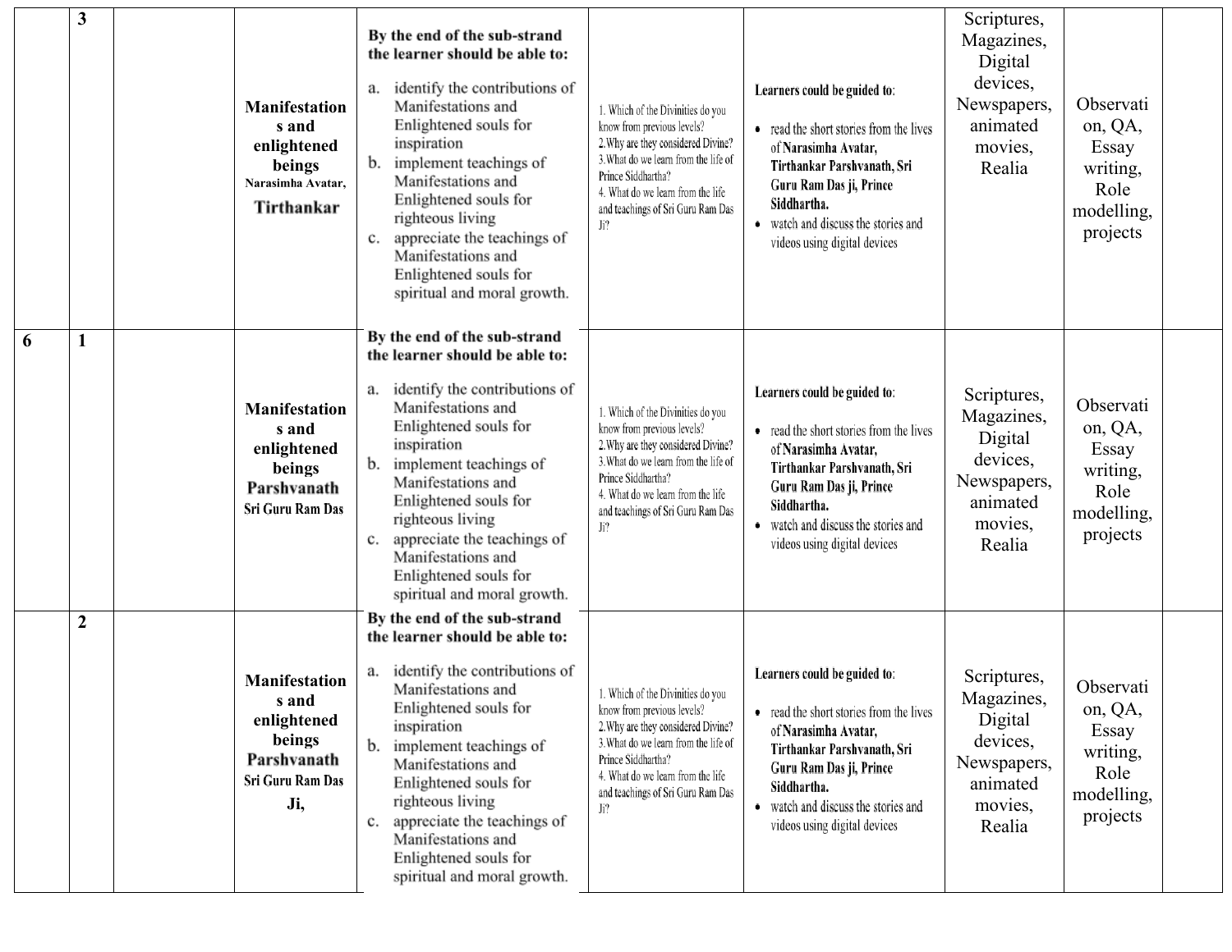| | 3 | | Manifestations and enlightened beings Narasimha Avatar, Tirthankar | By the end of the sub-strand the learner should be able to: a. identify the contributions of Manifestations and Enlightened souls for inspiration b. implement teachings of Manifestations and Enlightened souls for righteous living c. appreciate the teachings of Manifestations and Enlightened souls for spiritual and moral growth. | 1. Which of the Divinities do you know from previous levels? 2.Why are they considered Divine? 3.What do we learn from the life of Prince Siddhartha? 4. What do we learn from the life and teachings of Sri Guru Ram Das Ji? | Learners could be guided to: • read the short stories from the lives of **Narasimha Avatar, Tirthankar Parshvanath, Sri Guru Ram Das ji, Prince Siddhartha.** • watch and discuss the stories and videos using digital devices | Scriptures, Magazines, Digital devices, Newspapers, animated movies, Realia | Observation, QA, Essay writing, Role modelling, projects | |
|---|---|---|---|---|---|---|---|---|---|
| 6 | 1 | | Manifestations and enlightened beings Parshvanath Sri Guru Ram Das | By the end of the sub-strand the learner should be able to: a. identify the contributions of Manifestations and Enlightened souls for inspiration b. implement teachings of Manifestations and Enlightened souls for righteous living c. appreciate the teachings of Manifestations and Enlightened souls for spiritual and moral growth. | 1. Which of the Divinities do you know from previous levels? 2.Why are they considered Divine? 3.What do we learn from the life of Prince Siddhartha? 4. What do we learn from the life and teachings of Sri Guru Ram Das Ji? | Learners could be guided to: • read the short stories from the lives of **Narasimha Avatar, Tirthankar Parshvanath, Sri Guru Ram Das ji, Prince Siddhartha.** • watch and discuss the stories and videos using digital devices | Scriptures, Magazines, Digital devices, Newspapers, animated movies, Realia | Observation, QA, Essay writing, Role modelling, projects | |
| | 2 | | Manifestations and enlightened beings Parshvanath Sri Guru Ram Das Ji, | By the end of the sub-strand the learner should be able to: a. identify the contributions of Manifestations and Enlightened souls for inspiration b. implement teachings of Manifestations and Enlightened souls for righteous living c. appreciate the teachings of Manifestations and Enlightened souls for spiritual and moral growth. | 1. Which of the Divinities do you know from previous levels? 2.Why are they considered Divine? 3.What do we learn from the life of Prince Siddhartha? 4. What do we learn from the life and teachings of Sri Guru Ram Das Ji? | Learners could be guided to: • read the short stories from the lives of **Narasimha Avatar, Tirthankar Parshvanath, Sri Guru Ram Das ji, Prince Siddhartha.** • watch and discuss the stories and videos using digital devices | Scriptures, Magazines, Digital devices, Newspapers, animated movies, Realia | Observation, QA, Essay writing, Role modelling, projects | |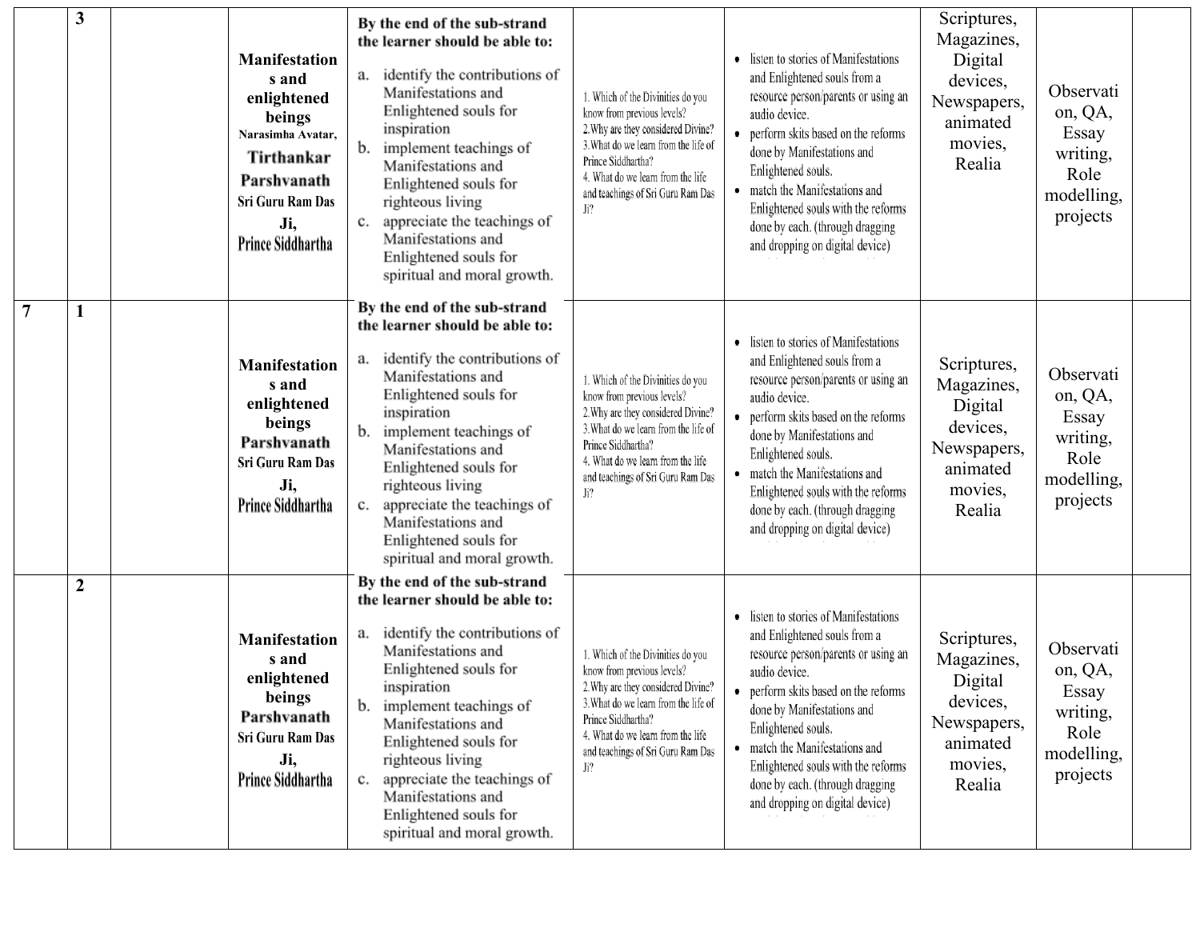| | 3 | | Manifestations and enlightened beings Narasimha Avatar, Tirthankar Parshvanath Sri Guru Ram Das Ji, Prince Siddhartha | By the end of the sub-strand the learner should be able to: a. identify the contributions of Manifestations and Enlightened souls for inspiration b. implement teachings of Manifestations and Enlightened souls for righteous living c. appreciate the teachings of Manifestations and Enlightened souls for spiritual and moral growth. | 1. Which of the Divinities do you know from previous levels? 2. Why are they considered Divine? 3. What do we learn from the life of Prince Siddhartha? 4. What do we learn from the life and teachings of Sri Guru Ram Das Ji? | • listen to stories of Manifestations and Enlightened souls from a resource person/parents or using an audio device. • perform skits based on the reforms done by Manifestations and Enlightened souls. • match the Manifestations and Enlightened souls with the reforms done by each. (through dragging and dropping on digital device) | Scriptures, Magazines, Digital devices, Newspapers, animated movies, Realia | Observation, QA, Essay writing, Role modelling, projects | |
|---|---|---|---|---|---|---|---|---|---|
| 7 | 1 | | Manifestations and enlightened beings Parshvanath Sri Guru Ram Das Ji, Prince Siddhartha | By the end of the sub-strand the learner should be able to: a. identify the contributions of Manifestations and Enlightened souls for inspiration b. implement teachings of Manifestations and Enlightened souls for righteous living c. appreciate the teachings of Manifestations and Enlightened souls for spiritual and moral growth. | 1. Which of the Divinities do you know from previous levels? 2. Why are they considered Divine? 3. What do we learn from the life of Prince Siddhartha? 4. What do we learn from the life and teachings of Sri Guru Ram Das Ji? | • listen to stories of Manifestations and Enlightened souls from a resource person/parents or using an audio device. • perform skits based on the reforms done by Manifestations and Enlightened souls. • match the Manifestations and Enlightened souls with the reforms done by each. (through dragging and dropping on digital device) | Scriptures, Magazines, Digital devices, Newspapers, animated movies, Realia | Observation, QA, Essay writing, Role modelling, projects | |
| | 2 | | Manifestations and enlightened beings Parshvanath Sri Guru Ram Das Ji, Prince Siddhartha | By the end of the sub-strand the learner should be able to: a. identify the contributions of Manifestations and Enlightened souls for inspiration b. implement teachings of Manifestations and Enlightened souls for righteous living c. appreciate the teachings of Manifestations and Enlightened souls for spiritual and moral growth. | 1. Which of the Divinities do you know from previous levels? 2. Why are they considered Divine? 3. What do we learn from the life of Prince Siddhartha? 4. What do we learn from the life and teachings of Sri Guru Ram Das Ji? | • listen to stories of Manifestations and Enlightened souls from a resource person/parents or using an audio device. • perform skits based on the reforms done by Manifestations and Enlightened souls. • match the Manifestations and Enlightened souls with the reforms done by each. (through dragging and dropping on digital device) | Scriptures, Magazines, Digital devices, Newspapers, animated movies, Realia | Observation, QA, Essay writing, Role modelling, projects | |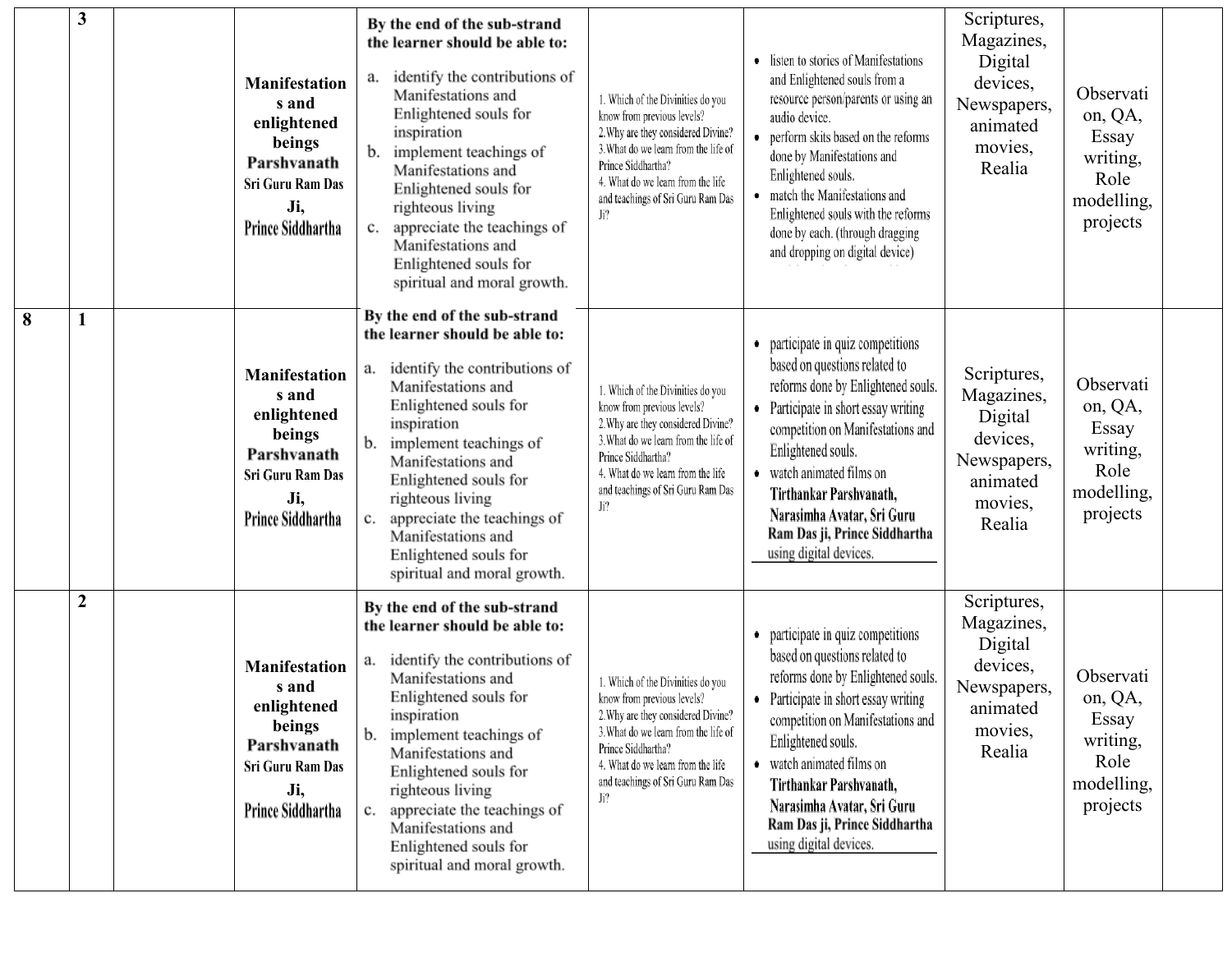| | | | | | | | | | |
|---|---|---|---|---|---|---|---|---|---|
| | 3 | | Manifestations and enlightened beings Parshvanath Sri Guru Ram Das Ji, Prince Siddhartha | By the end of the sub-strand the learner should be able to: a. identify the contributions of Manifestations and Enlightened souls for inspiration b. implement teachings of Manifestations and Enlightened souls for righteous living c. appreciate the teachings of Manifestations and Enlightened souls for spiritual and moral growth. | 1. Which of the Divinities do you know from previous levels? 2. Why are they considered Divine? 3. What do we learn from the life of Prince Siddhartha? 4. What do we learn from the life and teachings of Sri Guru Ram Das Ji? | • listen to stories of Manifestations and Enlightened souls from a resource person/parents or using an audio device. • perform skits based on the reforms done by Manifestations and Enlightened souls. • match the Manifestations and Enlightened souls with the reforms done by each. (through dragging and dropping on digital device) | Scriptures, Magazines, Digital devices, Newspapers, animated movies, Realia | Observation, QA, Essay writing, Role modelling, projects | |
| 8 | 1 | | Manifestations and enlightened beings Parshvanath Sri Guru Ram Das Ji, Prince Siddhartha | By the end of the sub-strand the learner should be able to: a. identify the contributions of Manifestations and Enlightened souls for inspiration b. implement teachings of Manifestations and Enlightened souls for righteous living c. appreciate the teachings of Manifestations and Enlightened souls for spiritual and moral growth. | 1. Which of the Divinities do you know from previous levels? 2. Why are they considered Divine? 3. What do we learn from the life of Prince Siddhartha? 4. What do we learn from the life and teachings of Sri Guru Ram Das Ji? | • participate in quiz competitions based on questions related to reforms done by Enlightened souls. • Participate in short essay writing competition on Manifestations and Enlightened souls. • watch animated films on **Tirthankar Parshvanath, Narasimha Avatar, Sri Guru Ram Das ji, Prince Siddhartha** using digital devices. | Scriptures, Magazines, Digital devices, Newspapers, animated movies, Realia | Observation, QA, Essay writing, Role modelling, projects | |
| | 2 | | Manifestations and enlightened beings Parshvanath Sri Guru Ram Das Ji, Prince Siddhartha | By the end of the sub-strand the learner should be able to: a. identify the contributions of Manifestations and Enlightened souls for inspiration b. implement teachings of Manifestations and Enlightened souls for righteous living c. appreciate the teachings of Manifestations and Enlightened souls for spiritual and moral growth. | 1. Which of the Divinities do you know from previous levels? 2. Why are they considered Divine? 3. What do we learn from the life of Prince Siddhartha? 4. What do we learn from the life and teachings of Sri Guru Ram Das Ji? | • participate in quiz competitions based on questions related to reforms done by Enlightened souls. • Participate in short essay writing competition on Manifestations and Enlightened souls. • watch animated films on **Tirthankar Parshvanath, Narasimha Avatar, Sri Guru Ram Das ji, Prince Siddhartha** using digital devices. | Scriptures, Magazines, Digital devices, Newspapers, animated movies, Realia | Observation, QA, Essay writing, Role modelling, projects | |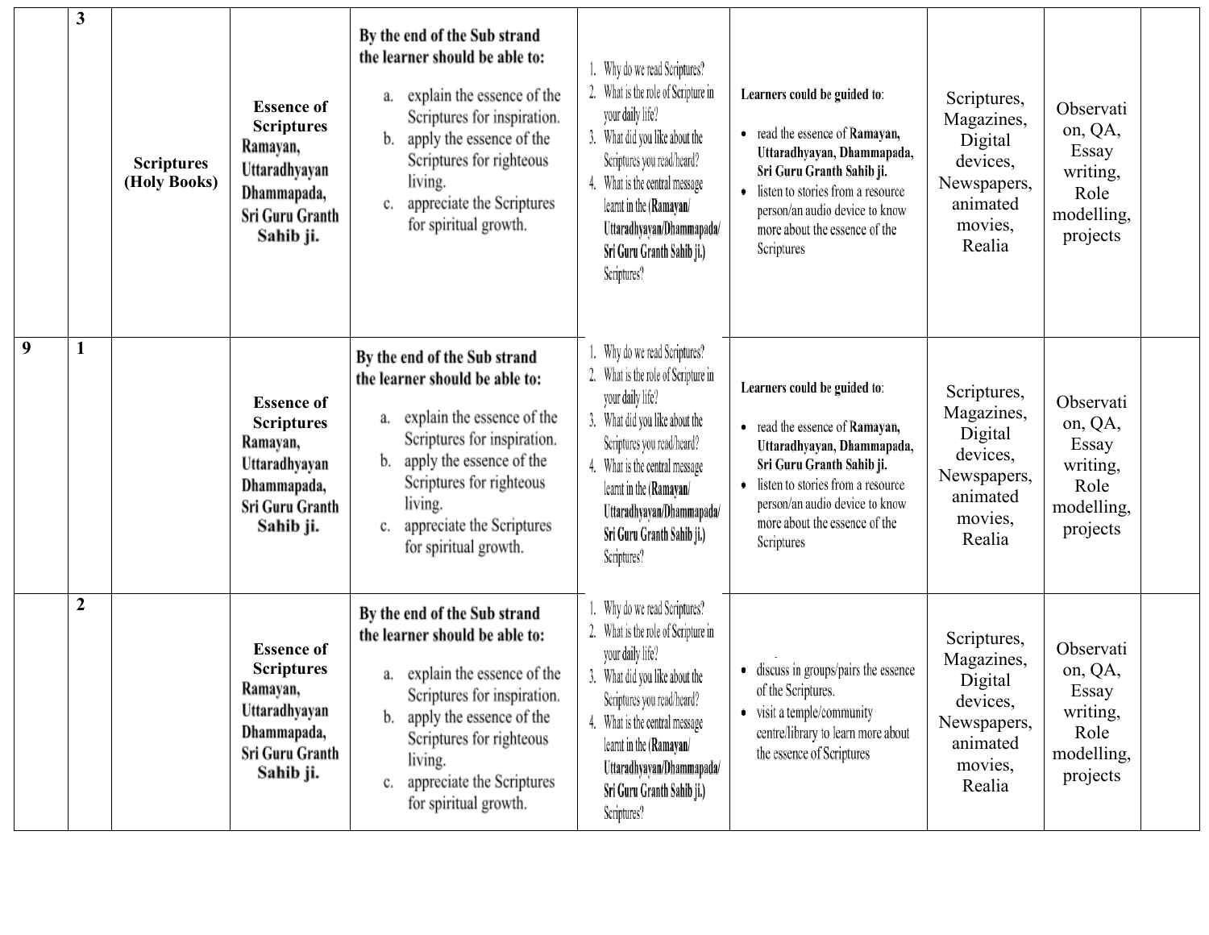|  | 3 | Scriptures (Holy Books) | **Essence of Scriptures** **Ramayan, Uttaradhyayan Dhammapada, Sri Guru Granth Sahib ji.** | **By the end of the Sub strand the learner should be able to:**<br>a. explain the essence of the Scriptures for inspiration.<br>b. apply the essence of the Scriptures for righteous living.<br>c. appreciate the Scriptures for spiritual growth. | 1. Why do we read Scriptures?<br>2. What is the role of Scripture in your daily life?<br>3. What did you like about the Scriptures you read/heard?<br>4. What is the central message learnt in the (**Ramayan/ Uttaradhyayan/Dhammapada/ Sri Guru Granth Sahib ji.**) Scriptures? | **Learners could be guided to**:<br>• read the essence of **Ramayan, Uttaradhyayan, Dhammapada, Sri Guru Granth Sahib ji.**<br>• listen to stories from a resource person/an audio device to know more about the essence of the Scriptures | Scriptures, Magazines, Digital devices, Newspapers, animated movies, Realia | Observation, QA, Essay writing, Role modelling, projects |  |
|---|---|---|---|---|---|---|---|---|---|
| 9 | 1 |  | **Essence of Scriptures** **Ramayan, Uttaradhyayan Dhammapada, Sri Guru Granth Sahib ji.** | **By the end of the Sub strand the learner should be able to:**<br>a. explain the essence of the Scriptures for inspiration.<br>b. apply the essence of the Scriptures for righteous living.<br>c. appreciate the Scriptures for spiritual growth. | 1. Why do we read Scriptures?<br>2. What is the role of Scripture in your daily life?<br>3. What did you like about the Scriptures you read/heard?<br>4. What is the central message learnt in the (**Ramayan/ Uttaradhyayan/Dhammapada/ Sri Guru Granth Sahib ji.**) Scriptures? | **Learners could be guided to**:<br>• read the essence of **Ramayan, Uttaradhyayan, Dhammapada, Sri Guru Granth Sahib ji.**<br>• listen to stories from a resource person/an audio device to know more about the essence of the Scriptures | Scriptures, Magazines, Digital devices, Newspapers, animated movies, Realia | Observation, QA, Essay writing, Role modelling, projects |  |
|  | 2 |  | **Essence of Scriptures** **Ramayan, Uttaradhyayan Dhammapada, Sri Guru Granth Sahib ji.** | **By the end of the Sub strand the learner should be able to:**<br>a. explain the essence of the Scriptures for inspiration.<br>b. apply the essence of the Scriptures for righteous living.<br>c. appreciate the Scriptures for spiritual growth. | 1. Why do we read Scriptures?<br>2. What is the role of Scripture in your daily life?<br>3. What did you like about the Scriptures you read/heard?<br>4. What is the central message learnt in the (**Ramayan/ Uttaradhyayan/Dhammapada/ Sri Guru Granth Sahib ji.**) Scriptures? | • discuss in groups/pairs the essence of the Scriptures.<br>• visit a temple/community centre/library to learn more about the essence of Scriptures | Scriptures, Magazines, Digital devices, Newspapers, animated movies, Realia | Observation, QA, Essay writing, Role modelling, projects |  |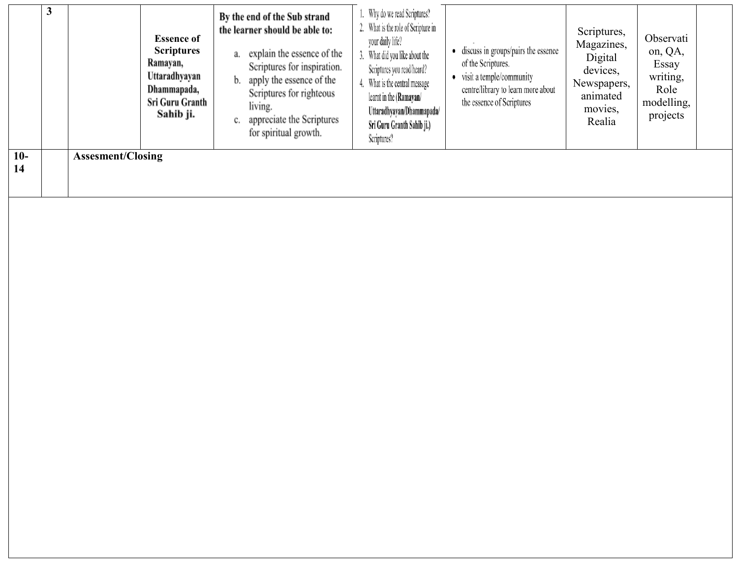| | | | | | | | | | |
|---|---|---|---|---|---|---|---|---|---|
| | 3 | | **Essence of Scriptures** **Ramayan, Uttaradhyayan Dhammapada, Sri Guru Granth Sahib ji.** | **By the end of the Sub strand the learner should be able to:** a. explain the essence of the Scriptures for inspiration. b. apply the essence of the Scriptures for righteous living. c. appreciate the Scriptures for spiritual growth. | 1. Why do we read Scriptures? 2. What is the role of Scripture in your daily life? 3. What did you like about the Scriptures you read/heard? 4. What is the central message learnt in the (**Ramayan/ Uttaradhyayan/Dhammapada/ Sri Guru Granth Sahib ji.**) Scriptures? | • discuss in groups/pairs the essence of the Scriptures. • visit a temple/community centre/library to learn more about the essence of Scriptures | Scriptures, Magazines, Digital devices, Newspapers, animated movies, Realia | Observation, QA, Essay writing, Role modelling, projects | |
| 10-14 | | **Assesment/Closing** | | | | | | | |